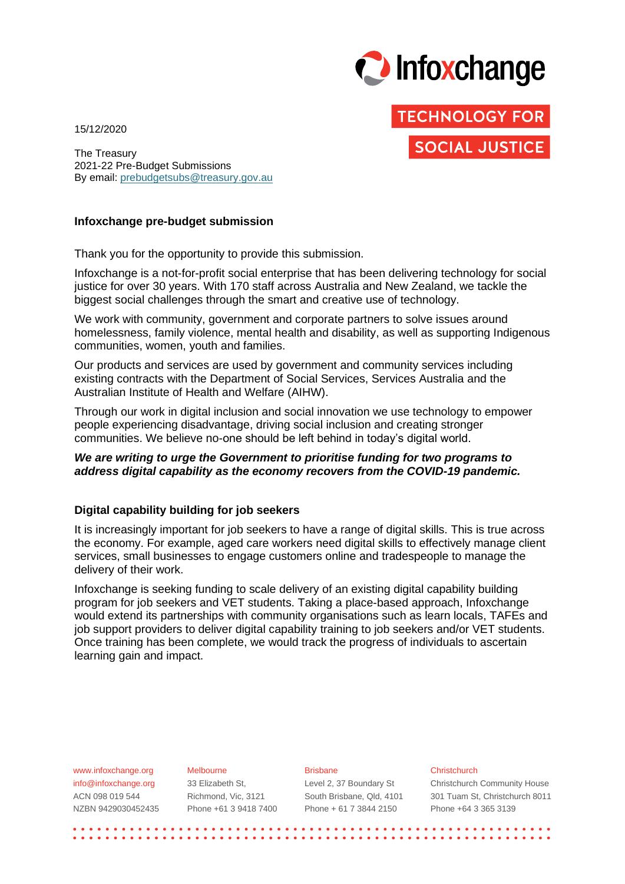15/12/2020

The Treasury
2021-22 Pre-Budget Submissions
By email: prebudgetsubs@treasury.gov.au

**Infoxchange pre-budget submission**

Thank you for the opportunity to provide this submission.

Infoxchange is a not-for-profit social enterprise that has been delivering technology for social justice for over 30 years. With 170 staff across Australia and New Zealand, we tackle the biggest social challenges through the smart and creative use of technology.

We work with community, government and corporate partners to solve issues around homelessness, family violence, mental health and disability, as well as supporting Indigenous communities, women, youth and families.

Our products and services are used by government and community services including existing contracts with the Department of Social Services, Services Australia and the Australian Institute of Health and Welfare (AIHW).

Through our work in digital inclusion and social innovation we use technology to empower people experiencing disadvantage, driving social inclusion and creating stronger communities. We believe no-one should be left behind in today's digital world.

***We are writing to urge the Government to prioritise funding for two programs to address digital capability as the economy recovers from the COVID-19 pandemic.***

**Digital capability building for job seekers**

It is increasingly important for job seekers to have a range of digital skills. This is true across the economy. For example, aged care workers need digital skills to effectively manage client services, small businesses to engage customers online and tradespeople to manage the delivery of their work.

Infoxchange is seeking funding to scale delivery of an existing digital capability building program for job seekers and VET students. Taking a place-based approach, Infoxchange would extend its partnerships with community organisations such as learn locals, TAFEs and job support providers to deliver digital capability training to job seekers and/or VET students. Once training has been complete, we would track the progress of individuals to ascertain learning gain and impact.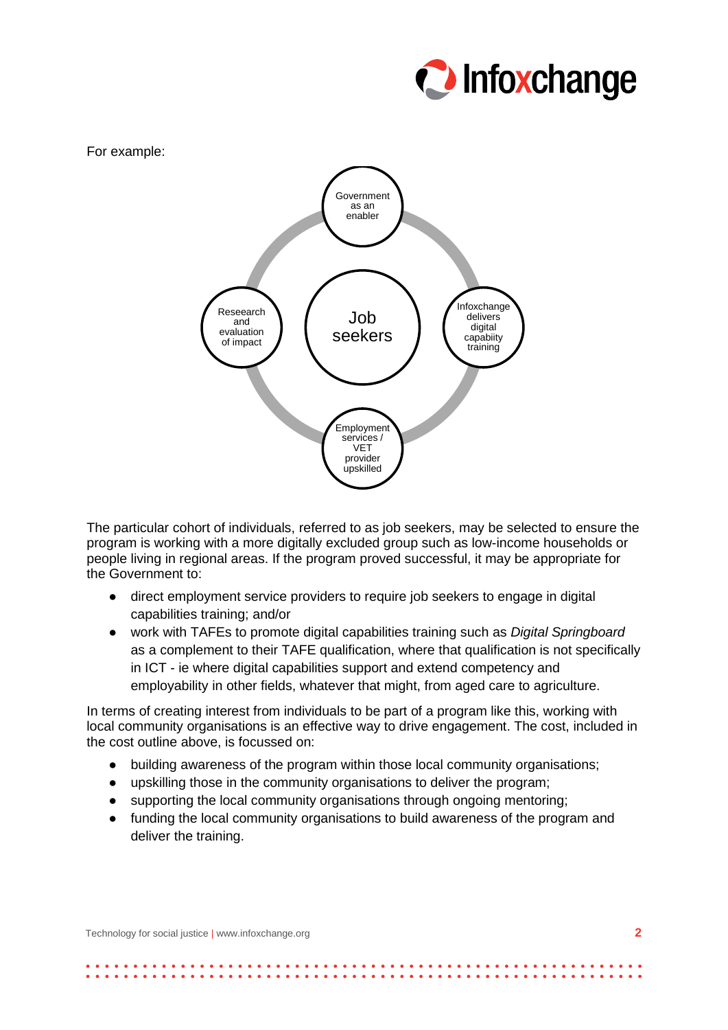For example:

- Government as an enabler
- Infoxchange delivers digital capabiity training
- Employment services / VET provider upskilled
- Reseearch and evaluation of impact
- Job seekers

The particular cohort of individuals, referred to as job seekers, may be selected to ensure the program is working with a more digitally excluded group such as low-income households or people living in regional areas. If the program proved successful, it may be appropriate for the Government to:

- direct employment service providers to require job seekers to engage in digital capabilities training; and/or
- work with TAFEs to promote digital capabilities training such as *Digital Springboard* as a complement to their TAFE qualification, where that qualification is not specifically in ICT - ie where digital capabilities support and extend competency and employability in other fields, whatever that might, from aged care to agriculture.

In terms of creating interest from individuals to be part of a program like this, working with local community organisations is an effective way to drive engagement. The cost, included in the cost outline above, is focussed on:

- building awareness of the program within those local community organisations;
- upskilling those in the community organisations to deliver the program;
- supporting the local community organisations through ongoing mentoring;
- funding the local community organisations to build awareness of the program and deliver the training.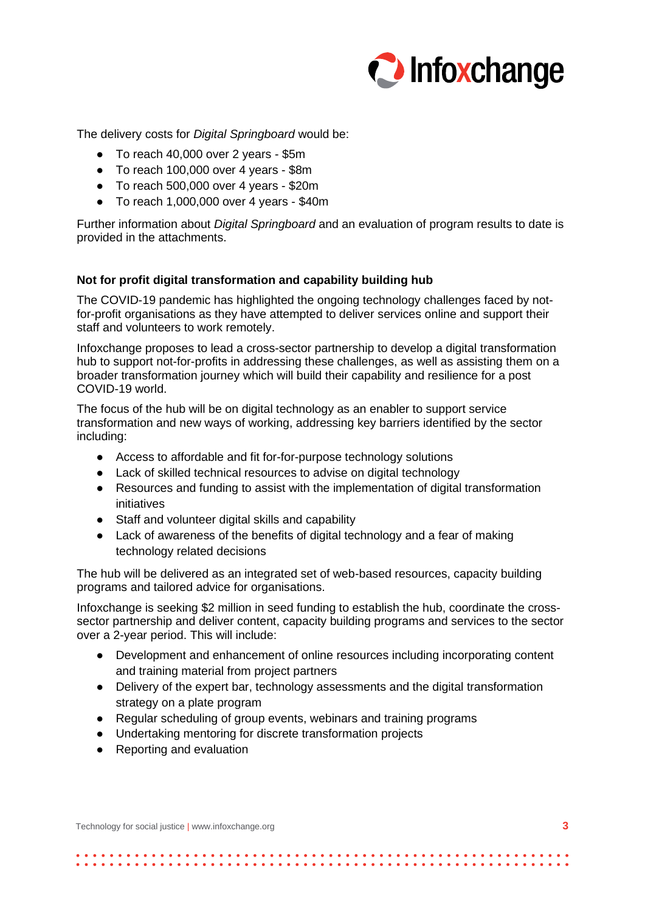The delivery costs for *Digital Springboard* would be:

- To reach 40,000 over 2 years - $5m
- To reach 100,000 over 4 years - $8m
- To reach 500,000 over 4 years - $20m
- To reach 1,000,000 over 4 years - $40m

Further information about *Digital Springboard* and an evaluation of program results to date is provided in the attachments.

**Not for profit digital transformation and capability building hub**

The COVID-19 pandemic has highlighted the ongoing technology challenges faced by not-for-profit organisations as they have attempted to deliver services online and support their staff and volunteers to work remotely.

Infoxchange proposes to lead a cross-sector partnership to develop a digital transformation hub to support not-for-profits in addressing these challenges, as well as assisting them on a broader transformation journey which will build their capability and resilience for a post COVID-19 world.

The focus of the hub will be on digital technology as an enabler to support service transformation and new ways of working, addressing key barriers identified by the sector including:

- Access to affordable and fit for-for-purpose technology solutions
- Lack of skilled technical resources to advise on digital technology
- Resources and funding to assist with the implementation of digital transformation initiatives
- Staff and volunteer digital skills and capability
- Lack of awareness of the benefits of digital technology and a fear of making technology related decisions

The hub will be delivered as an integrated set of web-based resources, capacity building programs and tailored advice for organisations.

Infoxchange is seeking $2 million in seed funding to establish the hub, coordinate the cross-sector partnership and deliver content, capacity building programs and services to the sector over a 2-year period. This will include:

- Development and enhancement of online resources including incorporating content and training material from project partners
- Delivery of the expert bar, technology assessments and the digital transformation strategy on a plate program
- Regular scheduling of group events, webinars and training programs
- Undertaking mentoring for discrete transformation projects
- Reporting and evaluation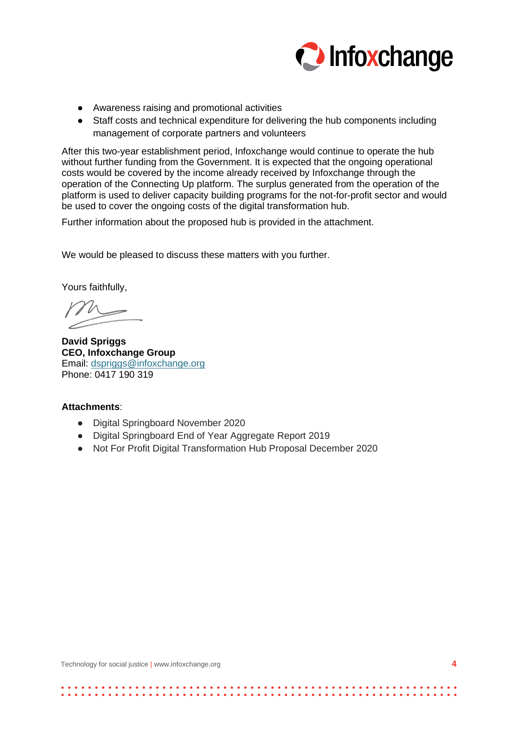- Awareness raising and promotional activities
- Staff costs and technical expenditure for delivering the hub components including management of corporate partners and volunteers

After this two-year establishment period, Infoxchange would continue to operate the hub without further funding from the Government. It is expected that the ongoing operational costs would be covered by the income already received by Infoxchange through the operation of the Connecting Up platform. The surplus generated from the operation of the platform is used to deliver capacity building programs for the not-for-profit sector and would be used to cover the ongoing costs of the digital transformation hub.

Further information about the proposed hub is provided in the attachment.

We would be pleased to discuss these matters with you further.

Yours faithfully,

**David Spriggs**
**CEO, Infoxchange Group**
Email: dspriggs@infoxchange.org
Phone: 0417 190 319

**Attachments**:

- Digital Springboard November 2020
- Digital Springboard End of Year Aggregate Report 2019
- Not For Profit Digital Transformation Hub Proposal December 2020